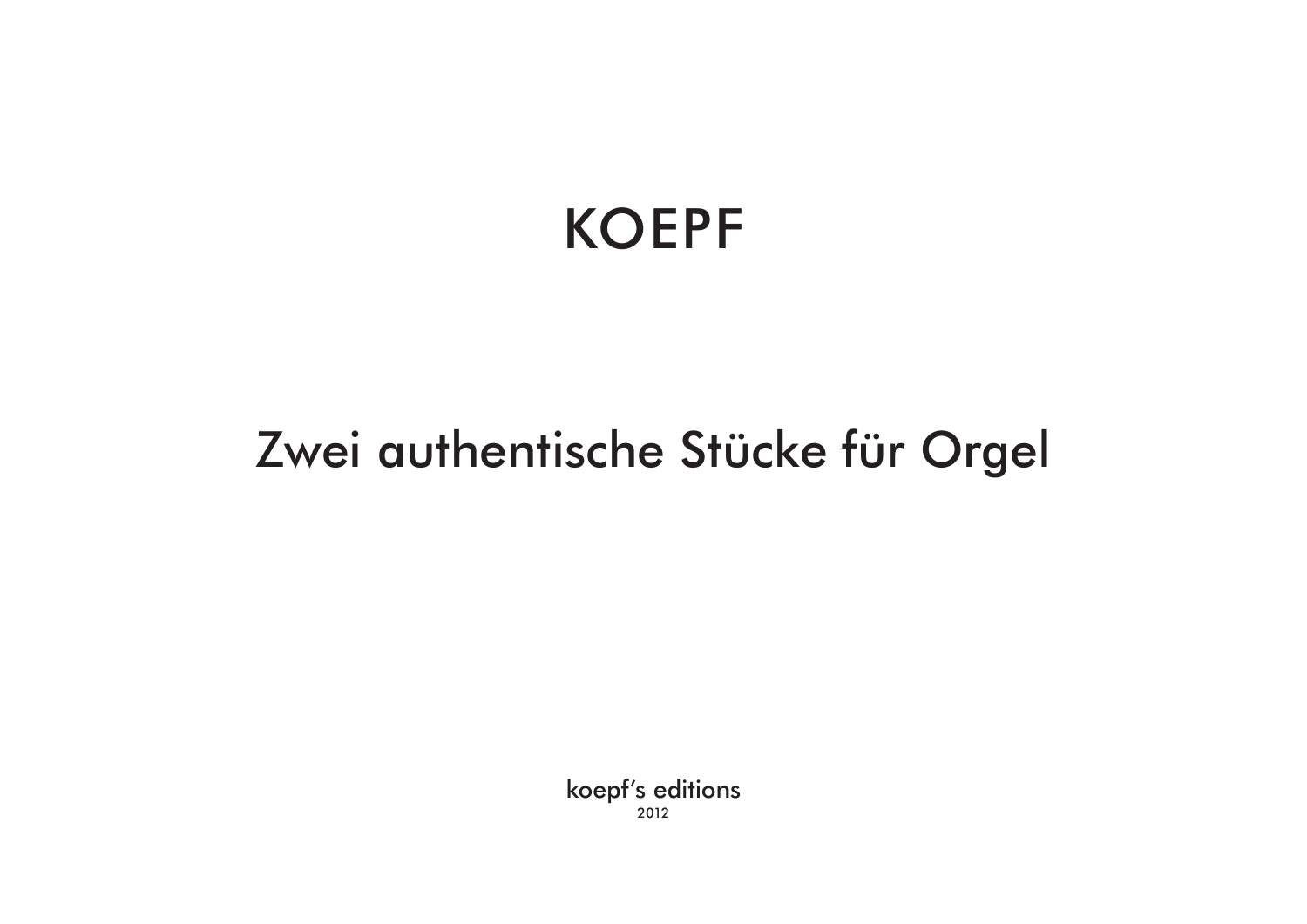# KOEPF

## Zwei authentische Stücke für Orgel

koepf's editions
2012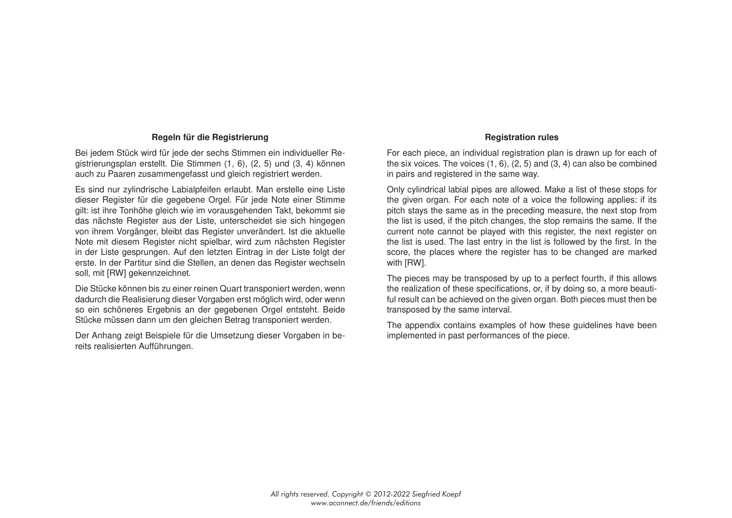## Regeln für die Registrierung

Bei jedem Stück wird für jede der sechs Stimmen ein individueller Registrierungsplan erstellt. Die Stimmen (1, 6), (2, 5) und (3, 4) können auch zu Paaren zusammengefasst und gleich registriert werden.

Es sind nur zylindrische Labialpfeifen erlaubt. Man erstelle eine Liste dieser Register für die gegebene Orgel. Für jede Note einer Stimme gilt: ist ihre Tonhöhe gleich wie im vorausgehenden Takt, bekommt sie das nächste Register aus der Liste, unterscheidet sie sich hingegen von ihrem Vorgänger, bleibt das Register unverändert. Ist die aktuelle Note mit diesem Register nicht spielbar, wird zum nächsten Register in der Liste gesprungen. Auf den letzten Eintrag in der Liste folgt der erste. In der Partitur sind die Stellen, an denen das Register wechseln soll, mit [RW] gekennzeichnet.

Die Stücke können bis zu einer reinen Quart transponiert werden, wenn dadurch die Realisierung dieser Vorgaben erst möglich wird, oder wenn so ein schöneres Ergebnis an der gegebenen Orgel entsteht. Beide Stücke müssen dann um den gleichen Betrag transponiert werden.

Der Anhang zeigt Beispiele für die Umsetzung dieser Vorgaben in bereits realisierten Aufführungen.

## Registration rules

For each piece, an individual registration plan is drawn up for each of the six voices. The voices (1, 6), (2, 5) and (3, 4) can also be combined in pairs and registered in the same way.

Only cylindrical labial pipes are allowed. Make a list of these stops for the given organ. For each note of a voice the following applies: if its pitch stays the same as in the preceding measure, the next stop from the list is used, if the pitch changes, the stop remains the same. If the current note cannot be played with this register, the next register on the list is used. The last entry in the list is followed by the first. In the score, the places where the register has to be changed are marked with [RW].

The pieces may be transposed by up to a perfect fourth, if this allows the realization of these specifications, or, if by doing so, a more beautiful result can be achieved on the given organ. Both pieces must then be transposed by the same interval.

The appendix contains examples of how these guidelines have been implemented in past performances of the piece.

*All rights reserved. Copyright © 2012-2022 Siegfried Koepf*
*www.aconnect.de/friends/editions*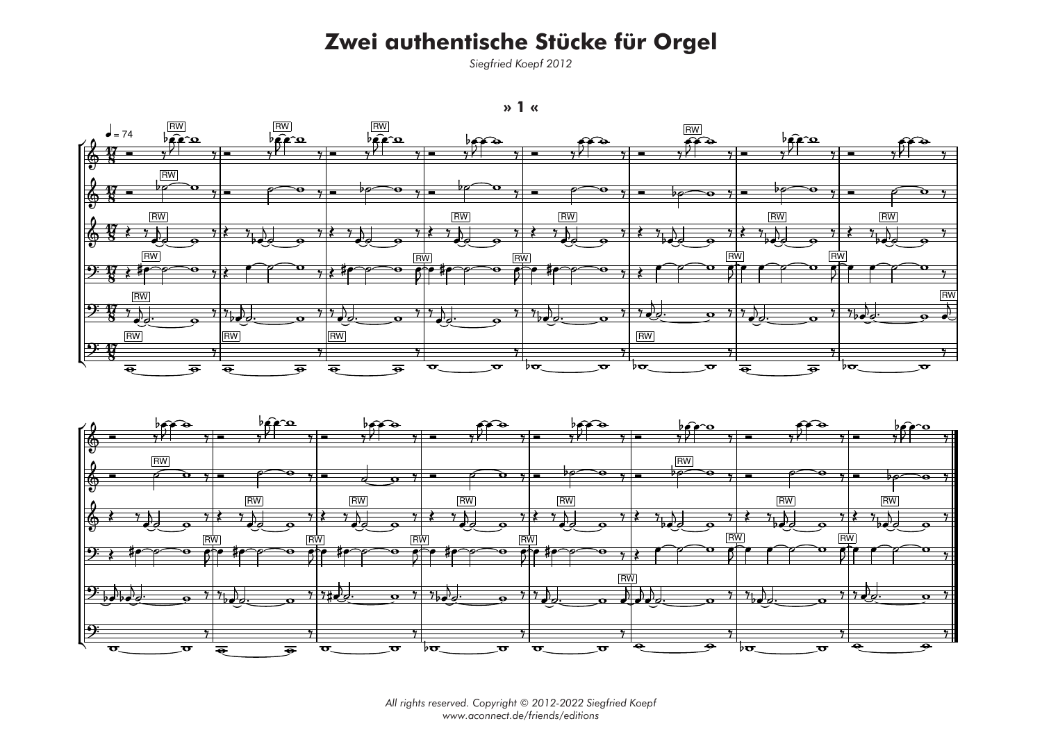# Zwei authentische Stücke für Orgel

*Siegfried Koepf 2012*

**» 1 «**

*All rights reserved. Copyright © 2012-2022 Siegfried Koepf*
*www.aconnect.de/friends/editions*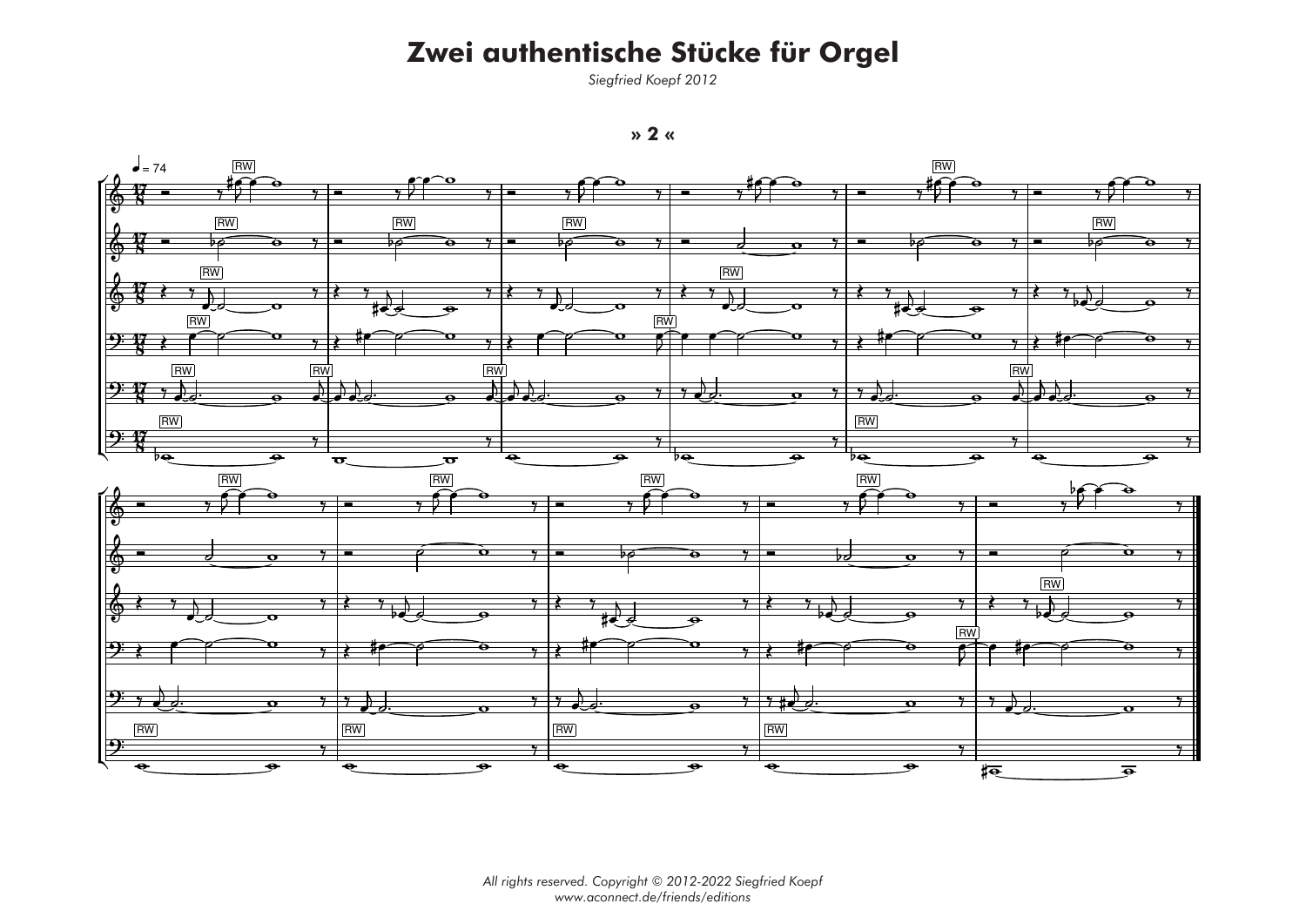# Zwei authentische Stücke für Orgel

*Siegfried Koepf 2012*

**» 2 «**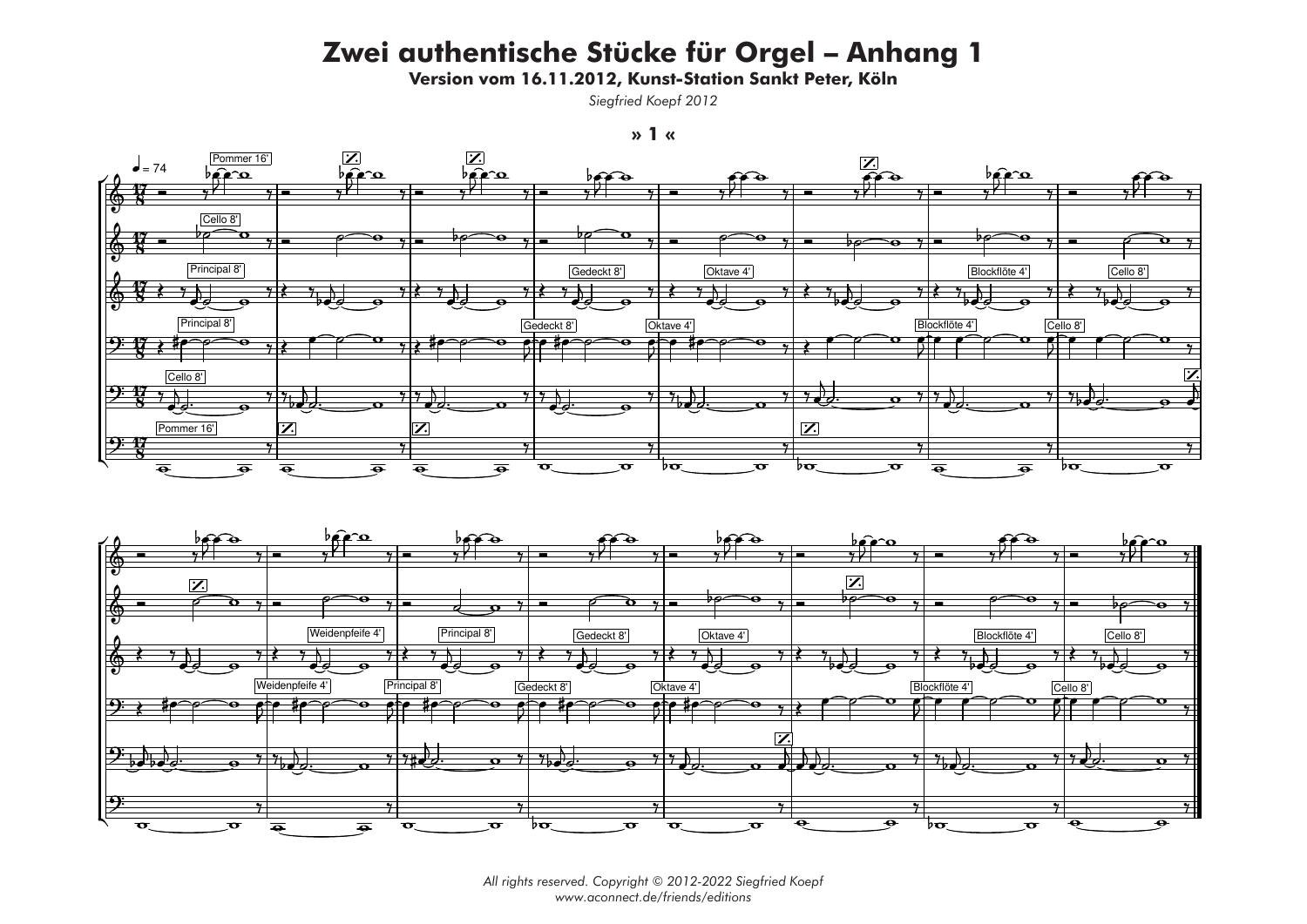# Zwei authentische Stücke für Orgel – Anhang 1

**Version vom 16.11.2012, Kunst-Station Sankt Peter, Köln**

*Siegfried Koepf 2012*

**» 1 «**

*All rights reserved. Copyright © 2012-2022 Siegfried Koepf*
*www.aconnect.de/friends/editions*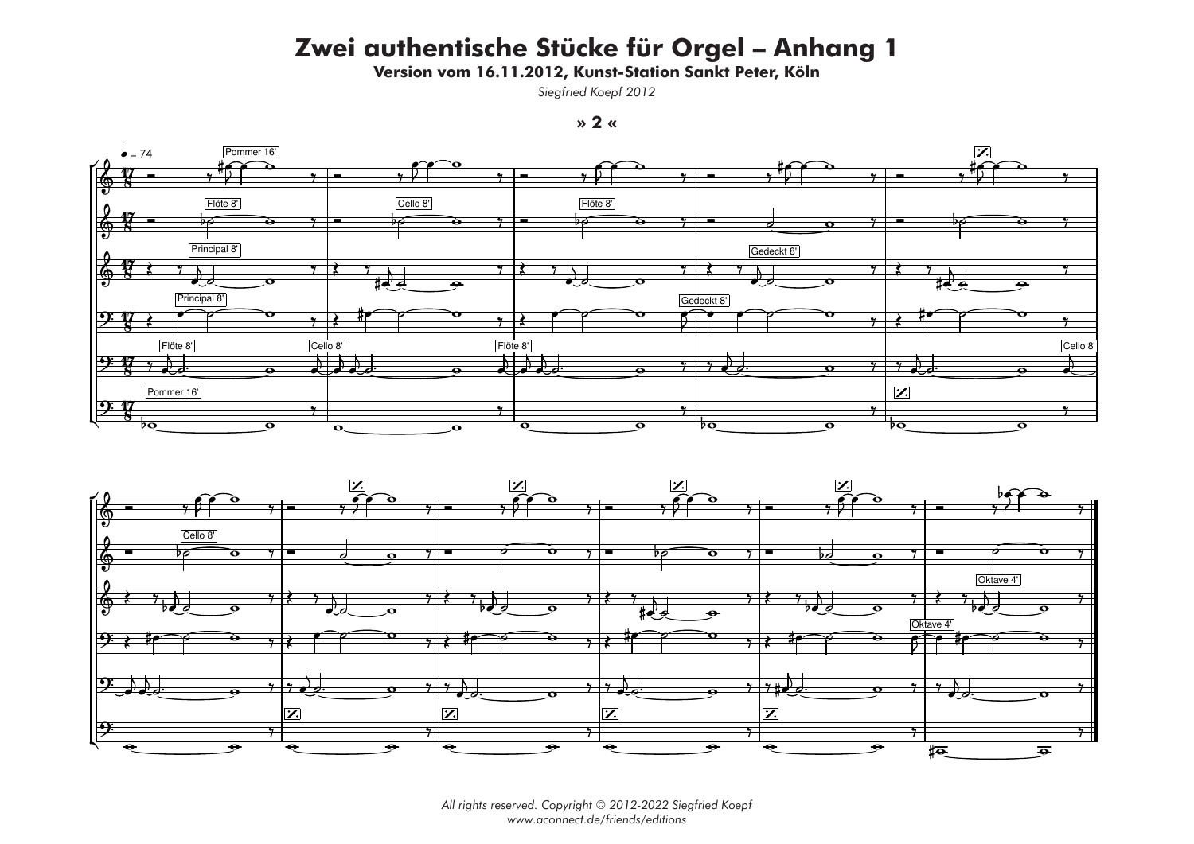# Zwei authentische Stücke für Orgel – Anhang 1

**Version vom 16.11.2012, Kunst-Station Sankt Peter, Köln**

*Siegfried Koepf 2012*

**» 2 «**

*All rights reserved. Copyright © 2012-2022 Siegfried Koepf*
*www.aconnect.de/friends/editions*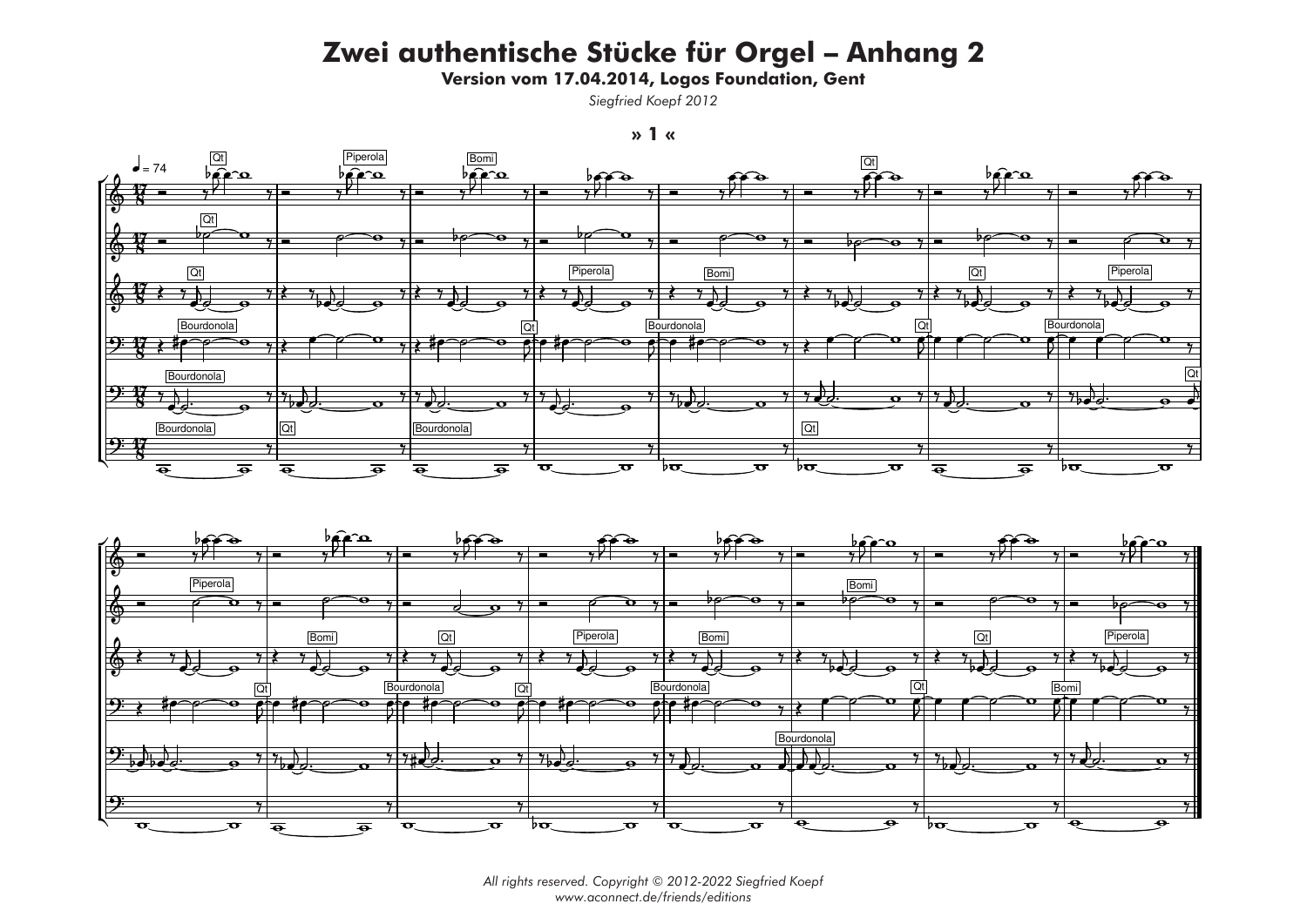# Zwei authentische Stücke für Orgel – Anhang 2

**Version vom 17.04.2014, Logos Foundation, Gent**

*Siegfried Koepf 2012*

**» 1 «**

*All rights reserved. Copyright © 2012-2022 Siegfried Koepf*
*www.aconnect.de/friends/editions*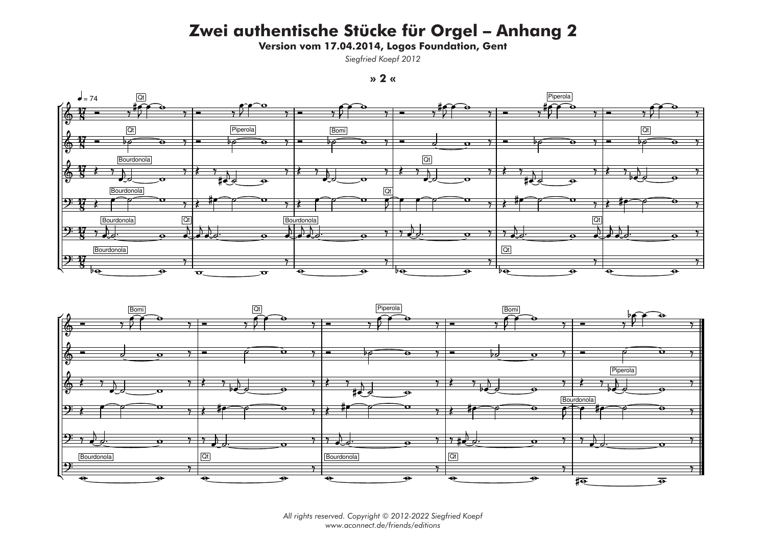# Zwei authentische Stücke für Orgel – Anhang 2

**Version vom 17.04.2014, Logos Foundation, Gent**

*Siegfried Koepf 2012*

**» 2 «**